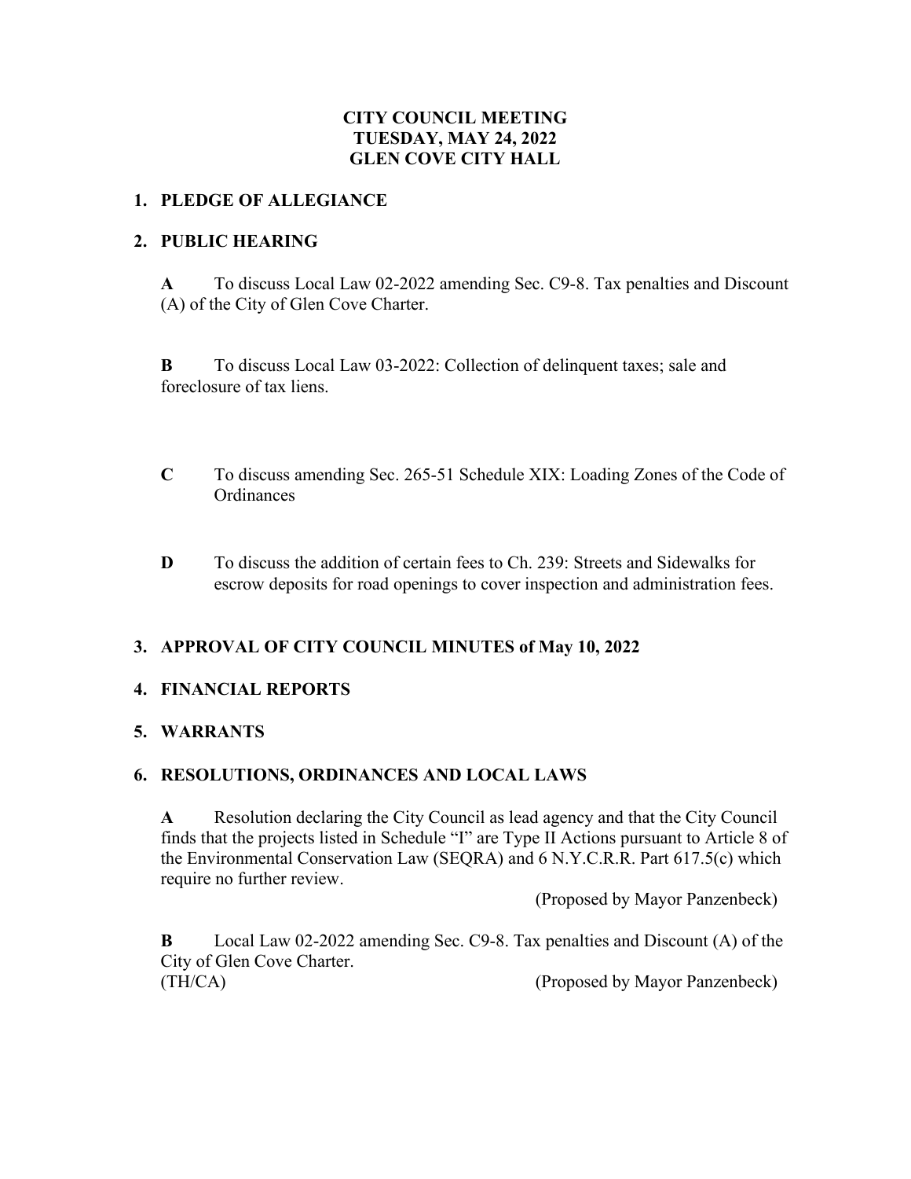# CITY COUNCIL MEETING
# TUESDAY, MAY 24, 2022
# GLEN COVE CITY HALL

## 1. PLEDGE OF ALLEGIANCE

## 2. PUBLIC HEARING

**A** To discuss Local Law 02-2022 amending Sec. C9-8. Tax penalties and Discount (A) of the City of Glen Cove Charter.

**B** To discuss Local Law 03-2022: Collection of delinquent taxes; sale and foreclosure of tax liens.

**C** To discuss amending Sec. 265-51 Schedule XIX: Loading Zones of the Code of Ordinances

**D** To discuss the addition of certain fees to Ch. 239: Streets and Sidewalks for escrow deposits for road openings to cover inspection and administration fees.

## 3. APPROVAL OF CITY COUNCIL MINUTES of May 10, 2022

## 4. FINANCIAL REPORTS

## 5. WARRANTS

## 6. RESOLUTIONS, ORDINANCES AND LOCAL LAWS

**A** Resolution declaring the City Council as lead agency and that the City Council finds that the projects listed in Schedule "I" are Type II Actions pursuant to Article 8 of the Environmental Conservation Law (SEQRA) and 6 N.Y.C.R.R. Part 617.5(c) which require no further review.

(Proposed by Mayor Panzenbeck)

**B** Local Law 02-2022 amending Sec. C9-8. Tax penalties and Discount (A) of the City of Glen Cove Charter.

(TH/CA) (Proposed by Mayor Panzenbeck)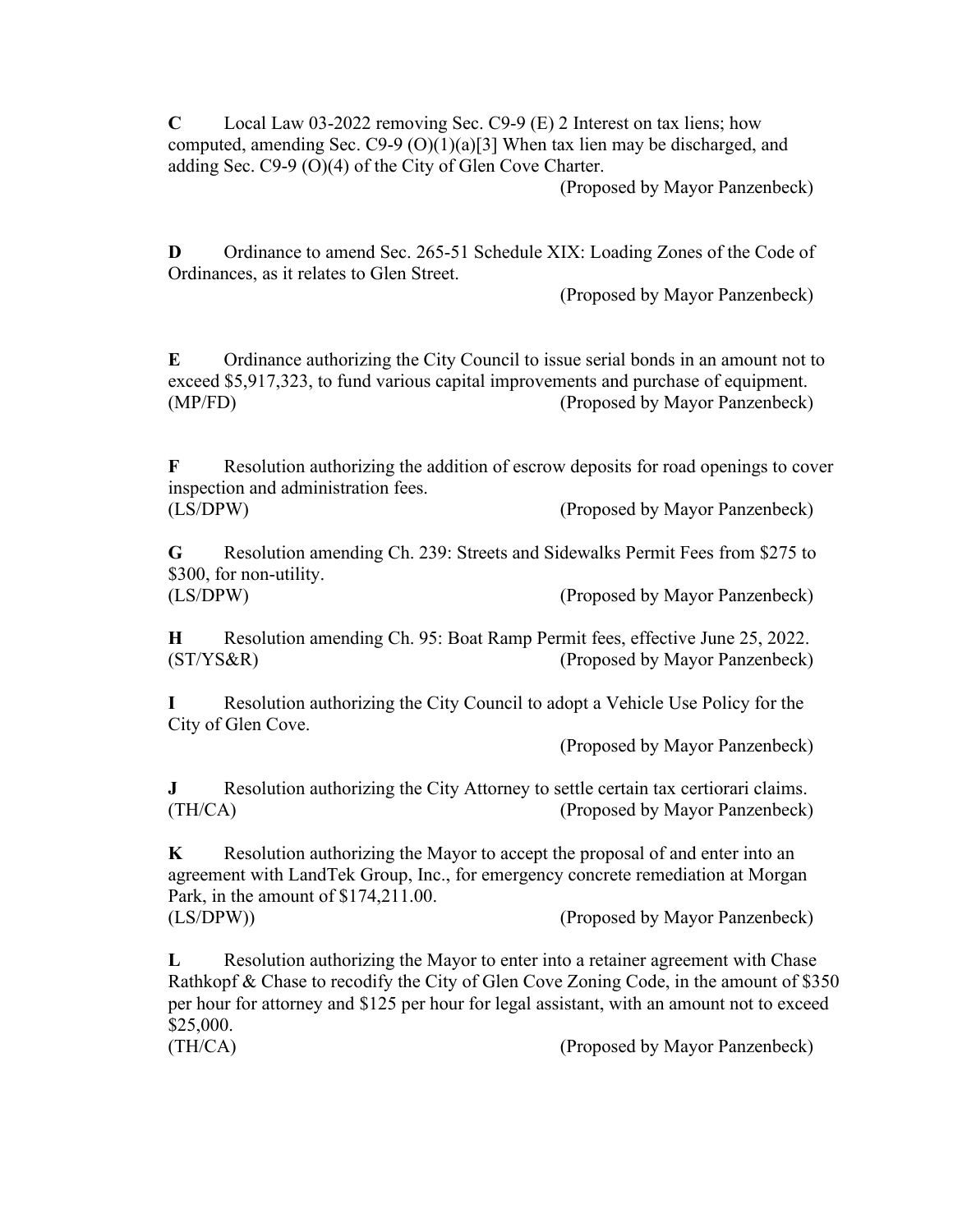**C** Local Law 03-2022 removing Sec. C9-9 (E) 2 Interest on tax liens; how computed, amending Sec. C9-9 (O)(1)(a)[3] When tax lien may be discharged, and adding Sec. C9-9 (O)(4) of the City of Glen Cove Charter.

(Proposed by Mayor Panzenbeck)

**D** Ordinance to amend Sec. 265-51 Schedule XIX: Loading Zones of the Code of Ordinances, as it relates to Glen Street.

(Proposed by Mayor Panzenbeck)

**E** Ordinance authorizing the City Council to issue serial bonds in an amount not to exceed $5,917,323, to fund various capital improvements and purchase of equipment.
(MP/FD) (Proposed by Mayor Panzenbeck)

**F** Resolution authorizing the addition of escrow deposits for road openings to cover inspection and administration fees.
(LS/DPW) (Proposed by Mayor Panzenbeck)

**G** Resolution amending Ch. 239: Streets and Sidewalks Permit Fees from $275 to $300, for non-utility.
(LS/DPW) (Proposed by Mayor Panzenbeck)

**H** Resolution amending Ch. 95: Boat Ramp Permit fees, effective June 25, 2022.
(ST/YS&R) (Proposed by Mayor Panzenbeck)

**I** Resolution authorizing the City Council to adopt a Vehicle Use Policy for the City of Glen Cove.

(Proposed by Mayor Panzenbeck)

**J** Resolution authorizing the City Attorney to settle certain tax certiorari claims.
(TH/CA) (Proposed by Mayor Panzenbeck)

**K** Resolution authorizing the Mayor to accept the proposal of and enter into an agreement with LandTek Group, Inc., for emergency concrete remediation at Morgan Park, in the amount of $174,211.00.
(LS/DPW)) (Proposed by Mayor Panzenbeck)

**L** Resolution authorizing the Mayor to enter into a retainer agreement with Chase Rathkopf & Chase to recodify the City of Glen Cove Zoning Code, in the amount of $350 per hour for attorney and $125 per hour for legal assistant, with an amount not to exceed $25,000.
(TH/CA) (Proposed by Mayor Panzenbeck)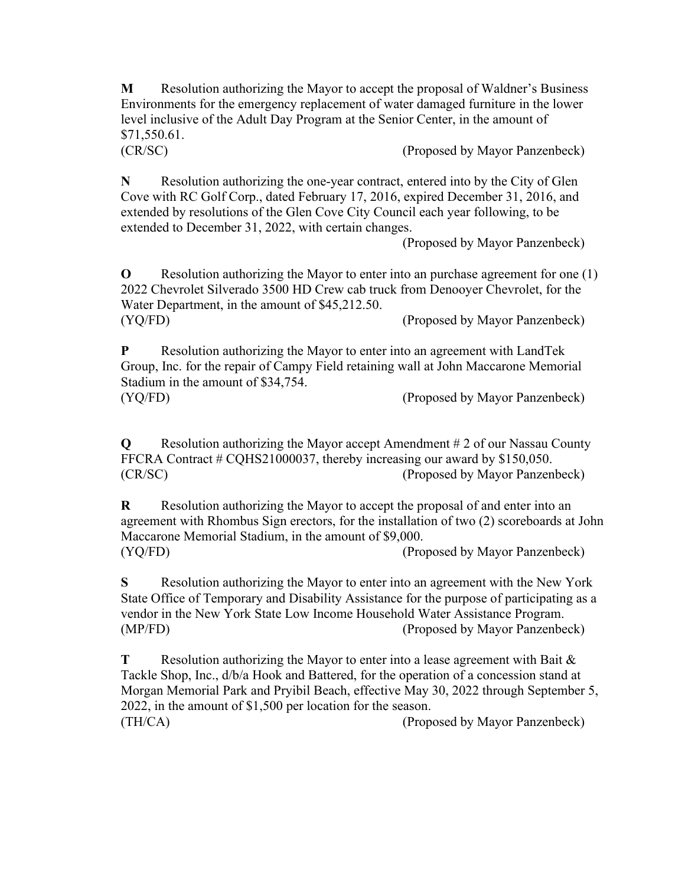**M** Resolution authorizing the Mayor to accept the proposal of Waldner's Business Environments for the emergency replacement of water damaged furniture in the lower level inclusive of the Adult Day Program at the Senior Center, in the amount of $71,550.61.
(CR/SC) (Proposed by Mayor Panzenbeck)

**N** Resolution authorizing the one-year contract, entered into by the City of Glen Cove with RC Golf Corp., dated February 17, 2016, expired December 31, 2016, and extended by resolutions of the Glen Cove City Council each year following, to be extended to December 31, 2022, with certain changes.
(Proposed by Mayor Panzenbeck)

**O** Resolution authorizing the Mayor to enter into an purchase agreement for one (1) 2022 Chevrolet Silverado 3500 HD Crew cab truck from Denooyer Chevrolet, for the Water Department, in the amount of $45,212.50.
(YQ/FD) (Proposed by Mayor Panzenbeck)

**P** Resolution authorizing the Mayor to enter into an agreement with LandTek Group, Inc. for the repair of Campy Field retaining wall at John Maccarone Memorial Stadium in the amount of $34,754.
(YQ/FD) (Proposed by Mayor Panzenbeck)

**Q** Resolution authorizing the Mayor accept Amendment # 2 of our Nassau County FFCRA Contract # CQHS21000037, thereby increasing our award by $150,050.
(CR/SC) (Proposed by Mayor Panzenbeck)

**R** Resolution authorizing the Mayor to accept the proposal of and enter into an agreement with Rhombus Sign erectors, for the installation of two (2) scoreboards at John Maccarone Memorial Stadium, in the amount of $9,000.
(YQ/FD) (Proposed by Mayor Panzenbeck)

**S** Resolution authorizing the Mayor to enter into an agreement with the New York State Office of Temporary and Disability Assistance for the purpose of participating as a vendor in the New York State Low Income Household Water Assistance Program.
(MP/FD) (Proposed by Mayor Panzenbeck)

**T** Resolution authorizing the Mayor to enter into a lease agreement with Bait & Tackle Shop, Inc., d/b/a Hook and Battered, for the operation of a concession stand at Morgan Memorial Park and Pryibil Beach, effective May 30, 2022 through September 5, 2022, in the amount of $1,500 per location for the season.
(TH/CA) (Proposed by Mayor Panzenbeck)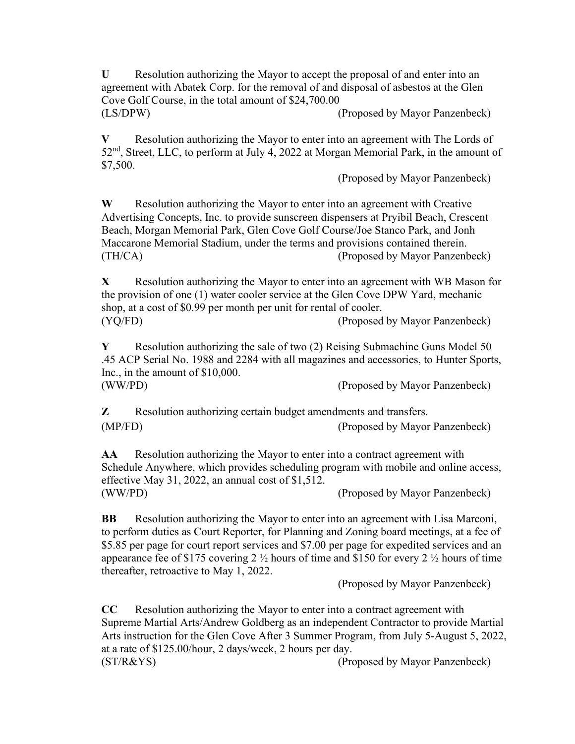**U** Resolution authorizing the Mayor to accept the proposal of and enter into an agreement with Abatek Corp. for the removal of and disposal of asbestos at the Glen Cove Golf Course, in the total amount of $24,700.00
(LS/DPW) (Proposed by Mayor Panzenbeck)

**V** Resolution authorizing the Mayor to enter into an agreement with The Lords of 52nd, Street, LLC, to perform at July 4, 2022 at Morgan Memorial Park, in the amount of $7,500.
(Proposed by Mayor Panzenbeck)

**W** Resolution authorizing the Mayor to enter into an agreement with Creative Advertising Concepts, Inc. to provide sunscreen dispensers at Pryibil Beach, Crescent Beach, Morgan Memorial Park, Glen Cove Golf Course/Joe Stanco Park, and Jonh Maccarone Memorial Stadium, under the terms and provisions contained therein.
(TH/CA) (Proposed by Mayor Panzenbeck)

**X** Resolution authorizing the Mayor to enter into an agreement with WB Mason for the provision of one (1) water cooler service at the Glen Cove DPW Yard, mechanic shop, at a cost of $0.99 per month per unit for rental of cooler.
(YQ/FD) (Proposed by Mayor Panzenbeck)

**Y** Resolution authorizing the sale of two (2) Reising Submachine Guns Model 50 .45 ACP Serial No. 1988 and 2284 with all magazines and accessories, to Hunter Sports, Inc., in the amount of $10,000.
(WW/PD) (Proposed by Mayor Panzenbeck)

**Z** Resolution authorizing certain budget amendments and transfers.
(MP/FD) (Proposed by Mayor Panzenbeck)

**AA** Resolution authorizing the Mayor to enter into a contract agreement with Schedule Anywhere, which provides scheduling program with mobile and online access, effective May 31, 2022, an annual cost of $1,512.
(WW/PD) (Proposed by Mayor Panzenbeck)

**BB** Resolution authorizing the Mayor to enter into an agreement with Lisa Marconi, to perform duties as Court Reporter, for Planning and Zoning board meetings, at a fee of $5.85 per page for court report services and $7.00 per page for expedited services and an appearance fee of $175 covering 2 ½ hours of time and $150 for every 2 ½ hours of time thereafter, retroactive to May 1, 2022.
(Proposed by Mayor Panzenbeck)

**CC** Resolution authorizing the Mayor to enter into a contract agreement with Supreme Martial Arts/Andrew Goldberg as an independent Contractor to provide Martial Arts instruction for the Glen Cove After 3 Summer Program, from July 5-August 5, 2022, at a rate of $125.00/hour, 2 days/week, 2 hours per day.
(ST/R&YS) (Proposed by Mayor Panzenbeck)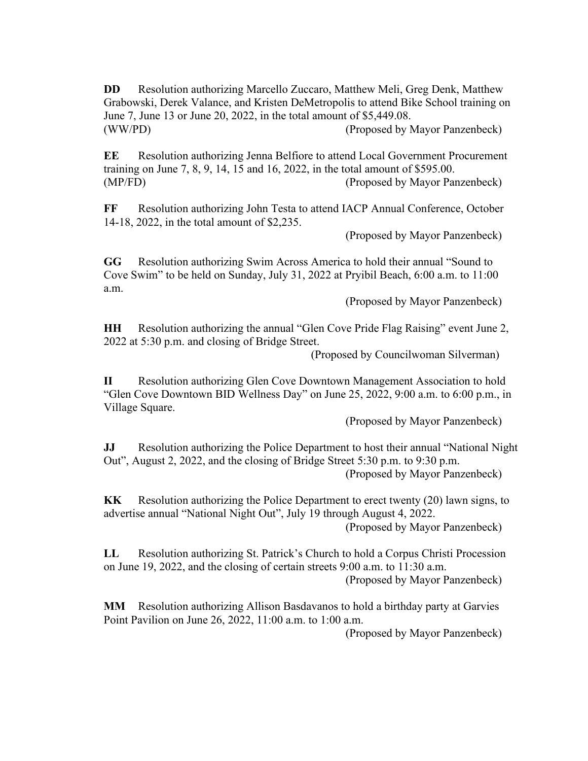**DD** Resolution authorizing Marcello Zuccaro, Matthew Meli, Greg Denk, Matthew Grabowski, Derek Valance, and Kristen DeMetropolis to attend Bike School training on June 7, June 13 or June 20, 2022, in the total amount of $5,449.08.
(WW/PD) (Proposed by Mayor Panzenbeck)

**EE** Resolution authorizing Jenna Belfiore to attend Local Government Procurement training on June 7, 8, 9, 14, 15 and 16, 2022, in the total amount of $595.00.
(MP/FD) (Proposed by Mayor Panzenbeck)

**FF** Resolution authorizing John Testa to attend IACP Annual Conference, October 14-18, 2022, in the total amount of $2,235.
(Proposed by Mayor Panzenbeck)

**GG** Resolution authorizing Swim Across America to hold their annual "Sound to Cove Swim" to be held on Sunday, July 31, 2022 at Pryibil Beach, 6:00 a.m. to 11:00 a.m.
(Proposed by Mayor Panzenbeck)

**HH** Resolution authorizing the annual "Glen Cove Pride Flag Raising" event June 2, 2022 at 5:30 p.m. and closing of Bridge Street.
(Proposed by Councilwoman Silverman)

**II** Resolution authorizing Glen Cove Downtown Management Association to hold "Glen Cove Downtown BID Wellness Day" on June 25, 2022, 9:00 a.m. to 6:00 p.m., in Village Square.
(Proposed by Mayor Panzenbeck)

**JJ** Resolution authorizing the Police Department to host their annual "National Night Out", August 2, 2022, and the closing of Bridge Street 5:30 p.m. to 9:30 p.m.
(Proposed by Mayor Panzenbeck)

**KK** Resolution authorizing the Police Department to erect twenty (20) lawn signs, to advertise annual "National Night Out", July 19 through August 4, 2022.
(Proposed by Mayor Panzenbeck)

**LL** Resolution authorizing St. Patrick's Church to hold a Corpus Christi Procession on June 19, 2022, and the closing of certain streets 9:00 a.m. to 11:30 a.m.
(Proposed by Mayor Panzenbeck)

**MM** Resolution authorizing Allison Basdavanos to hold a birthday party at Garvies Point Pavilion on June 26, 2022, 11:00 a.m. to 1:00 a.m.
(Proposed by Mayor Panzenbeck)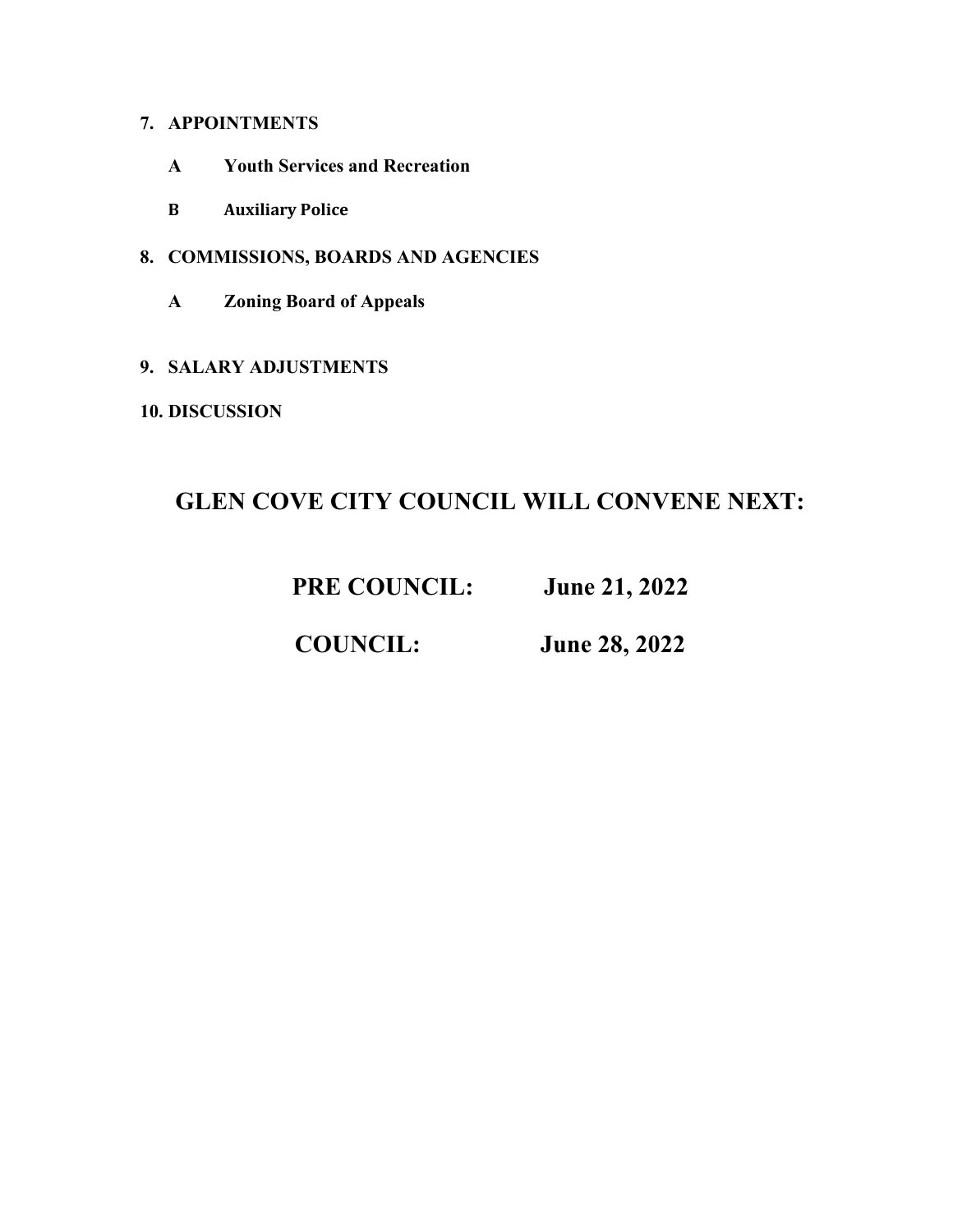**7. APPOINTMENTS**

- **A Youth Services and Recreation**
- **B Auxiliary Police**

**8. COMMISSIONS, BOARDS AND AGENCIES**

- **A Zoning Board of Appeals**

**9. SALARY ADJUSTMENTS**

**10. DISCUSSION**

## GLEN COVE CITY COUNCIL WILL CONVENE NEXT:

**PRE COUNCIL: June 21, 2022**

**COUNCIL: June 28, 2022**